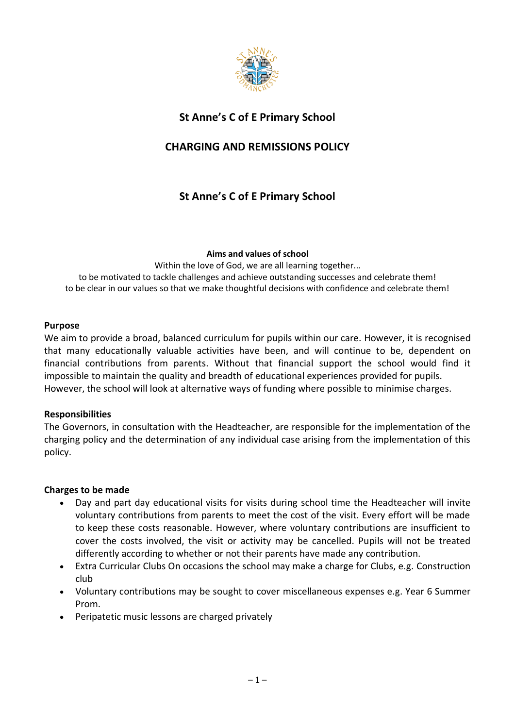# St Anne's C of E Primary School

## CHARGING AND REMISSIONS POLICY

## St Anne's C of E Primary School

**Aims and values of school**

Within the love of God, we are all learning together...
to be motivated to tackle challenges and achieve outstanding successes and celebrate them!
to be clear in our values so that we make thoughtful decisions with confidence and celebrate them!

### Purpose

We aim to provide a broad, balanced curriculum for pupils within our care. However, it is recognised that many educationally valuable activities have been, and will continue to be, dependent on financial contributions from parents. Without that financial support the school would find it impossible to maintain the quality and breadth of educational experiences provided for pupils.
However, the school will look at alternative ways of funding where possible to minimise charges.

### Responsibilities

The Governors, in consultation with the Headteacher, are responsible for the implementation of the charging policy and the determination of any individual case arising from the implementation of this policy.

### Charges to be made

- Day and part day educational visits for visits during school time the Headteacher will invite voluntary contributions from parents to meet the cost of the visit. Every effort will be made to keep these costs reasonable. However, where voluntary contributions are insufficient to cover the costs involved, the visit or activity may be cancelled. Pupils will not be treated differently according to whether or not their parents have made any contribution.
- Extra Curricular Clubs On occasions the school may make a charge for Clubs, e.g. Construction club
- Voluntary contributions may be sought to cover miscellaneous expenses e.g. Year 6 Summer Prom.
- Peripatetic music lessons are charged privately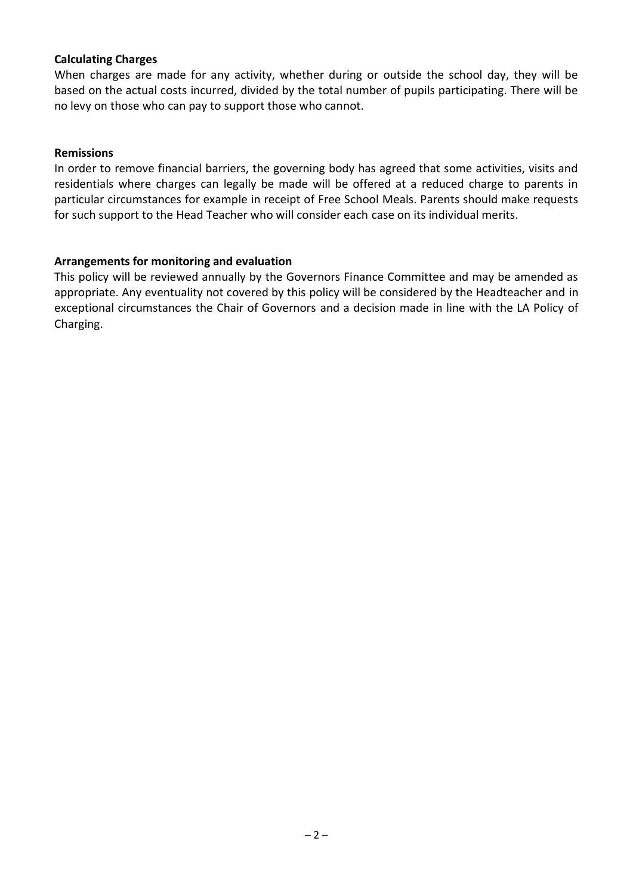**Calculating Charges**

When charges are made for any activity, whether during or outside the school day, they will be based on the actual costs incurred, divided by the total number of pupils participating. There will be no levy on those who can pay to support those who cannot.

**Remissions**

In order to remove financial barriers, the governing body has agreed that some activities, visits and residentials where charges can legally be made will be offered at a reduced charge to parents in particular circumstances for example in receipt of Free School Meals. Parents should make requests for such support to the Head Teacher who will consider each case on its individual merits.

**Arrangements for monitoring and evaluation**

This policy will be reviewed annually by the Governors Finance Committee and may be amended as appropriate. Any eventuality not covered by this policy will be considered by the Headteacher and in exceptional circumstances the Chair of Governors and a decision made in line with the LA Policy of Charging.